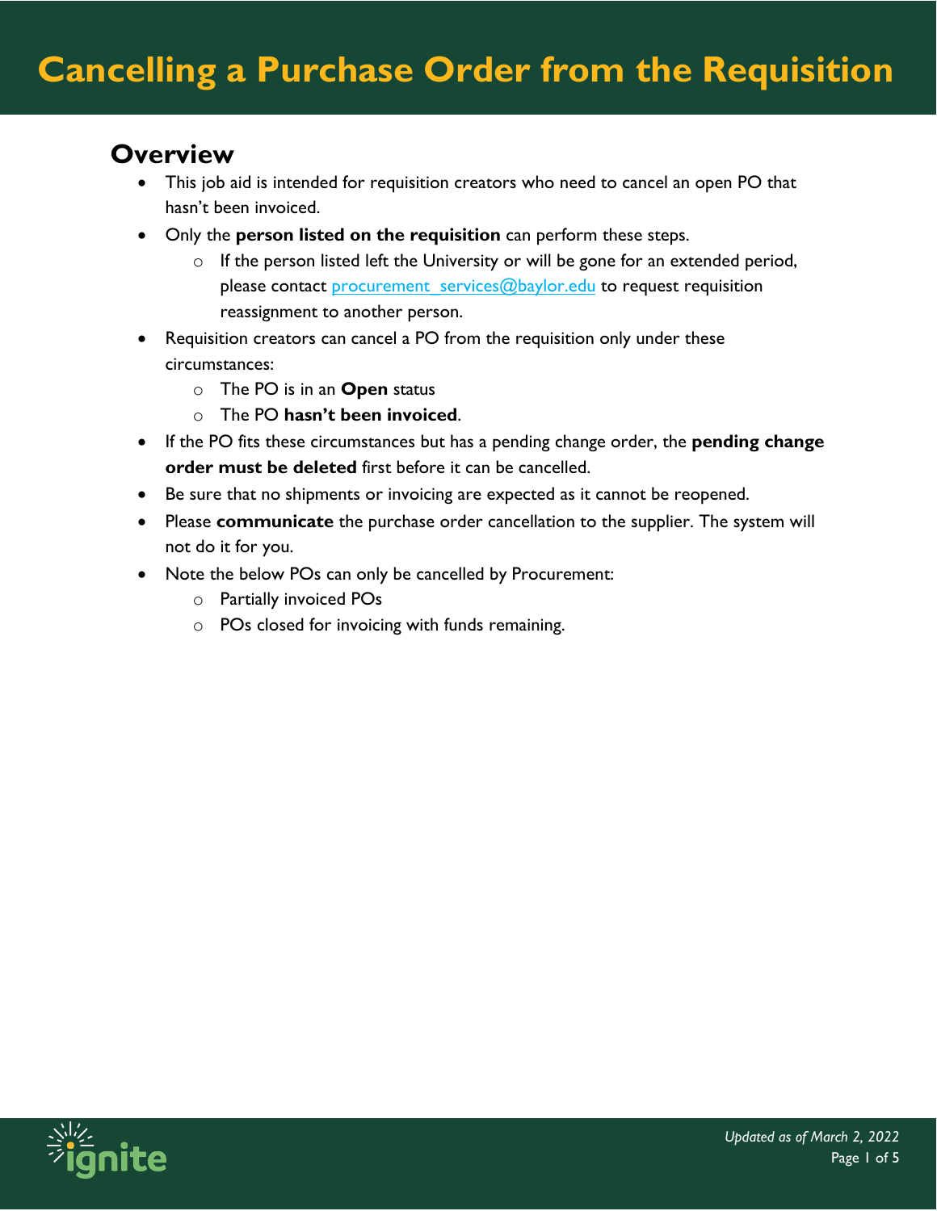# Cancelling a Purchase Order from the Requisition

## Overview

- This job aid is intended for requisition creators who need to cancel an open PO that hasn't been invoiced.
- Only the **person listed on the requisition** can perform these steps.
  - If the person listed left the University or will be gone for an extended period, please contact procurement_services@baylor.edu to request requisition reassignment to another person.
- Requisition creators can cancel a PO from the requisition only under these circumstances:
  - The PO is in an **Open** status
  - The PO **hasn't been invoiced**.
- If the PO fits these circumstances but has a pending change order, the **pending change order must be deleted** first before it can be cancelled.
- Be sure that no shipments or invoicing are expected as it cannot be reopened.
- Please **communicate** the purchase order cancellation to the supplier. The system will not do it for you.
- Note the below POs can only be cancelled by Procurement:
  - Partially invoiced POs
  - POs closed for invoicing with funds remaining.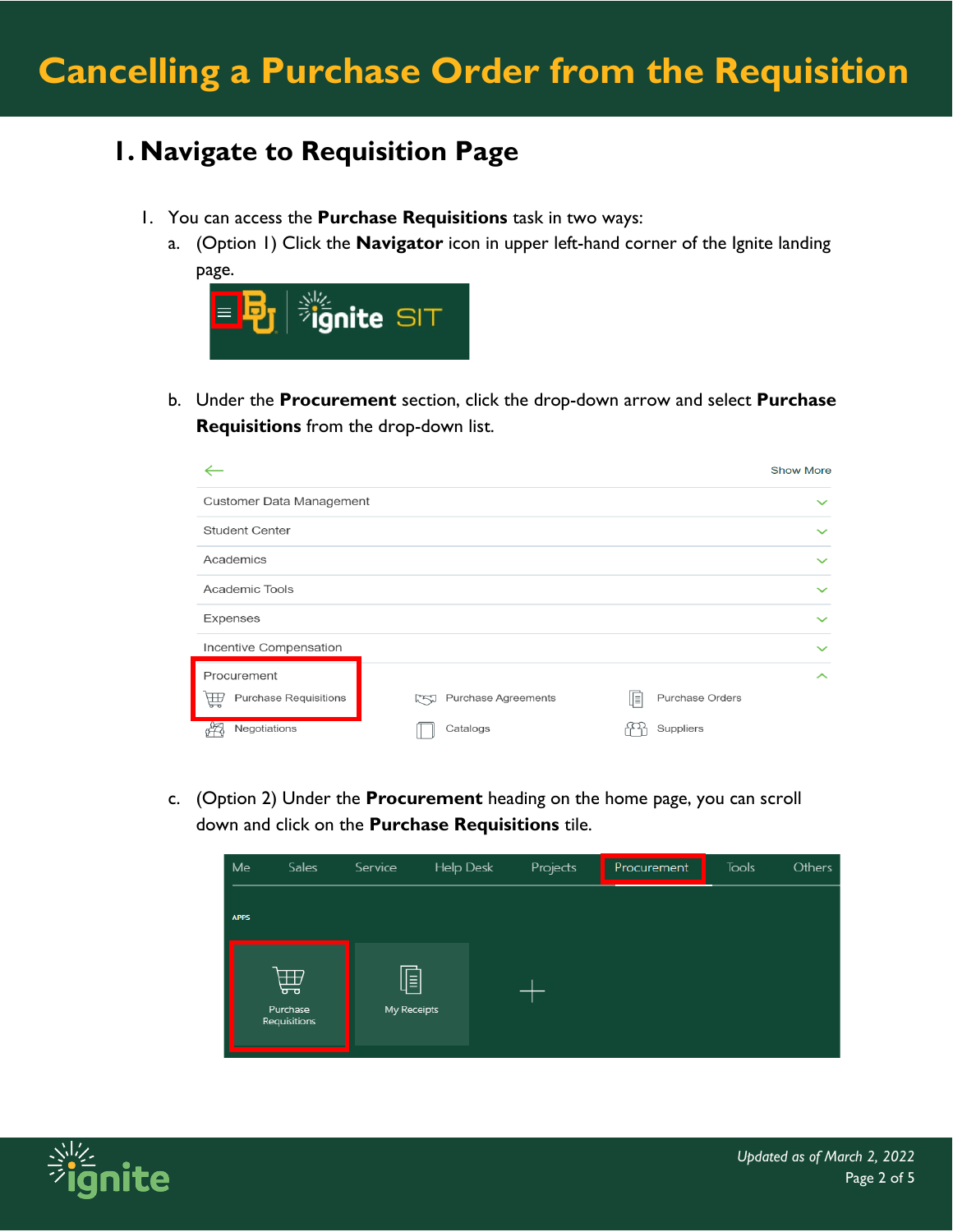# Cancelling a Purchase Order from the Requisition

## 1. Navigate to Requisition Page

1. You can access the **Purchase Requisitions** task in two ways:
   a. (Option 1) Click the **Navigator** icon in upper left-hand corner of the Ignite landing page.

   b. Under the **Procurement** section, click the drop-down arrow and select **Purchase Requisitions** from the drop-down list.

   c. (Option 2) Under the **Procurement** heading on the home page, you can scroll down and click on the **Purchase Requisitions** tile.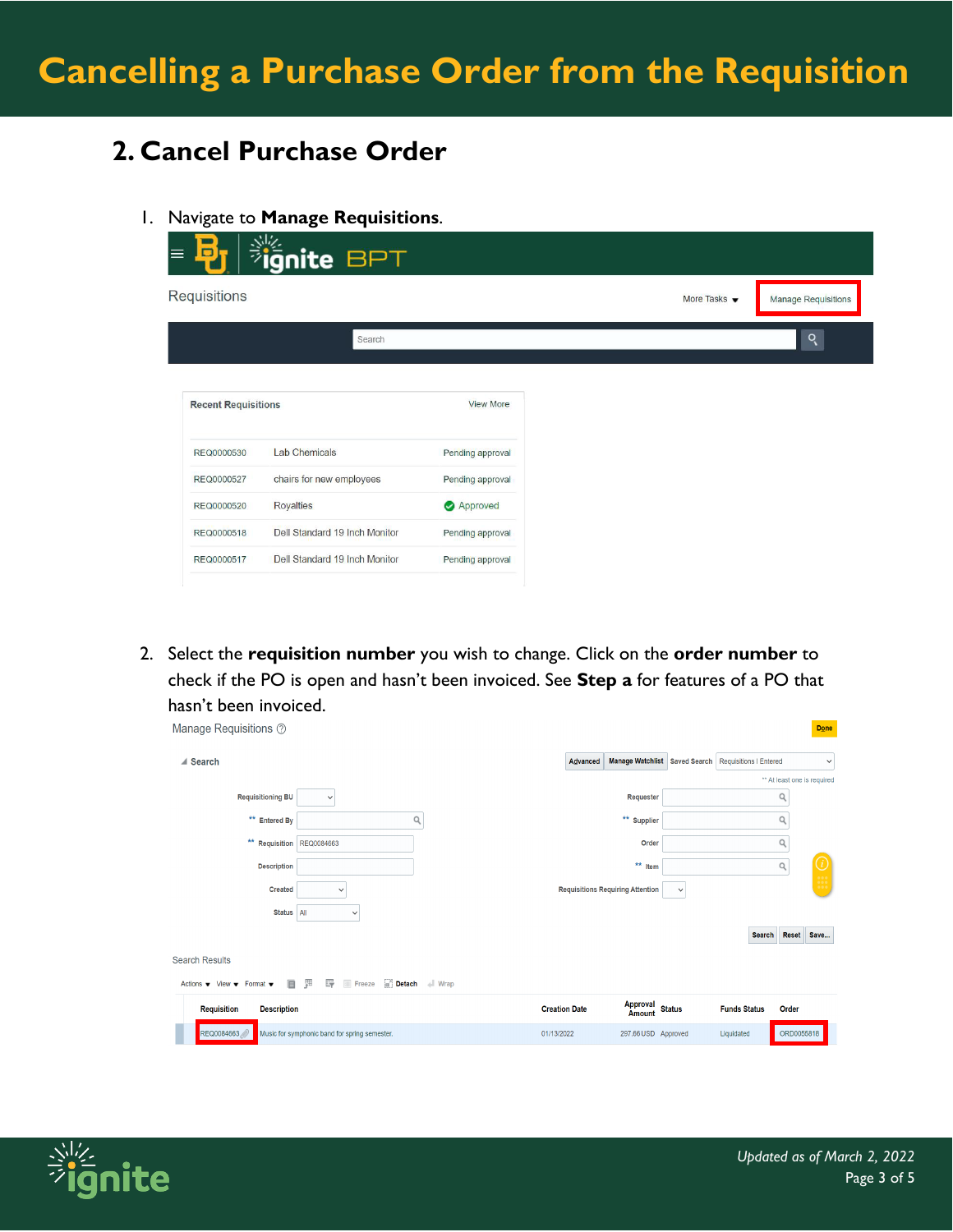# Cancelling a Purchase Order from the Requisition

## 2. Cancel Purchase Order

1. Navigate to **Manage Requisitions**.

2. Select the **requisition number** you wish to change. Click on the **order number** to check if the PO is open and hasn't been invoiced. See **Step a** for features of a PO that hasn't been invoiced.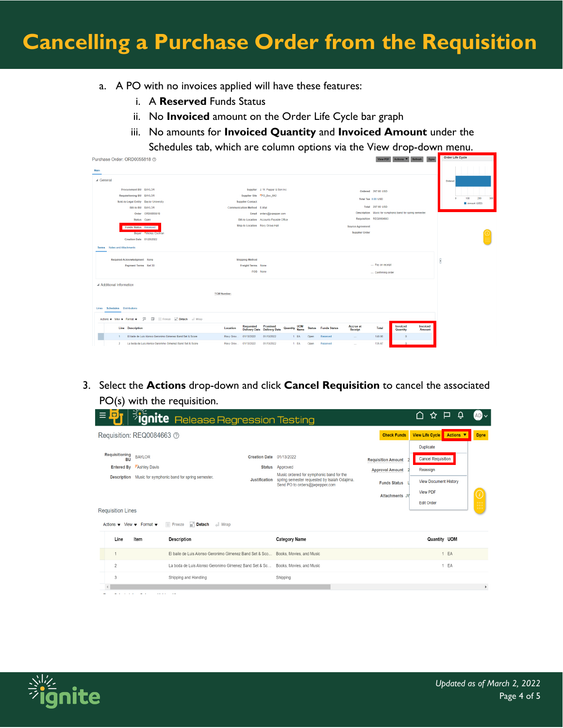# Cancelling a Purchase Order from the Requisition

a. A PO with no invoices applied will have these features:
   i. A **Reserved** Funds Status
   ii. No **Invoiced** amount on the Order Life Cycle bar graph
   iii. No amounts for **Invoiced Quantity** and **Invoiced Amount** under the Schedules tab, which are column options via the View drop-down menu.

3. Select the **Actions** drop-down and click **Cancel Requisition** to cancel the associated PO(s) with the requisition.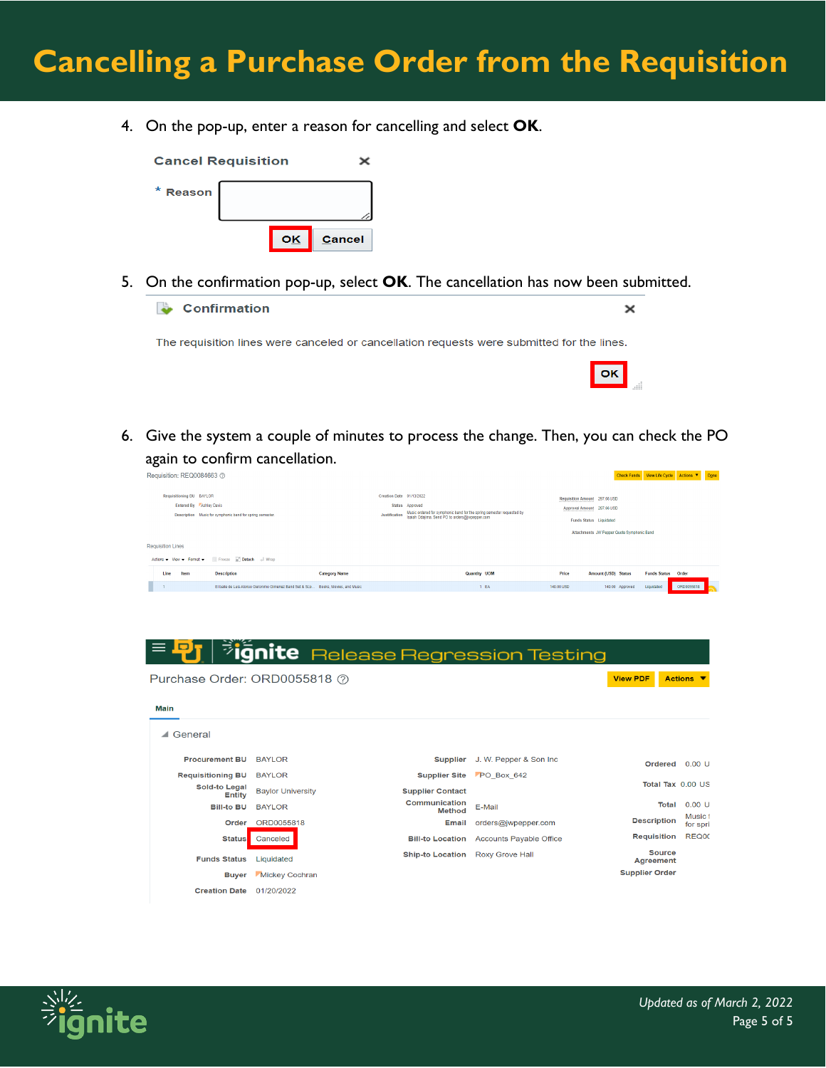# Cancelling a Purchase Order from the Requisition

4. On the pop-up, enter a reason for cancelling and select **OK**.

Cancel Requisition

\* Reason

OK Cancel

5. On the confirmation pop-up, select **OK**. The cancellation has now been submitted.

Confirmation

The requisition lines were canceled or cancellation requests were submitted for the lines.

OK

6. Give the system a couple of minutes to process the change. Then, you can check the PO again to confirm cancellation.

Requisition: REQ0084663

Check Funds | View Life Cycle | Actions | Done

Requisitioning BU: BAYLOR
Entered By: Ashley Davis
Description: Music for symphonic band for spring semester
Creation Date: 01/13/2022
Status: Approved
Justification: Music ordered for symphonic band for the spring semester requested by Isaiah Odajima. Send PO to orders@jwpepper.com
Requisition Amount: 297.66 USD
Approval Amount: 297.66 USD
Funds Status: Liquidated
Attachments: JW Pepper Quote Symphonic Band

Requisition Lines

| Line | Item | Description | Category Name | Quantity | UOM | Price | Amount (USD) | Status | Funds Status | Order |
|---|---|---|---|---|---|---|---|---|---|---|
| 1 | | El baile de Luis Alonso Geronimo Gimenez Band Set & Sco... | Books, Movies, and Music | 1 | EA | 140.00 USD | 140.00 | Approved | Liquidated | ORD0055818 |

ignite Release Regression Testing

Purchase Order: ORD0055818

View PDF | Actions

Main

General

Procurement BU: BAYLOR
Requisitioning BU: BAYLOR
Sold-to Legal Entity: Baylor University
Bill-to BU: BAYLOR
Order: ORD0055818
Status: Canceled
Funds Status: Liquidated
Buyer: Mickey Cochran
Creation Date: 01/20/2022

Supplier: J. W. Pepper & Son Inc
Supplier Site: PO_Box_642
Supplier Contact:
Communication Method: E-Mail
Email: orders@jwpepper.com
Bill-to Location: Accounts Payable Office
Ship-to Location: Roxy Grove Hall

Ordered: 0.00 U
Total Tax: 0.00 US
Total: 0.00 U
Description: Music f for spri
Requisition: REQ0
Source Agreement:
Supplier Order:

*Updated as of March 2, 2022*